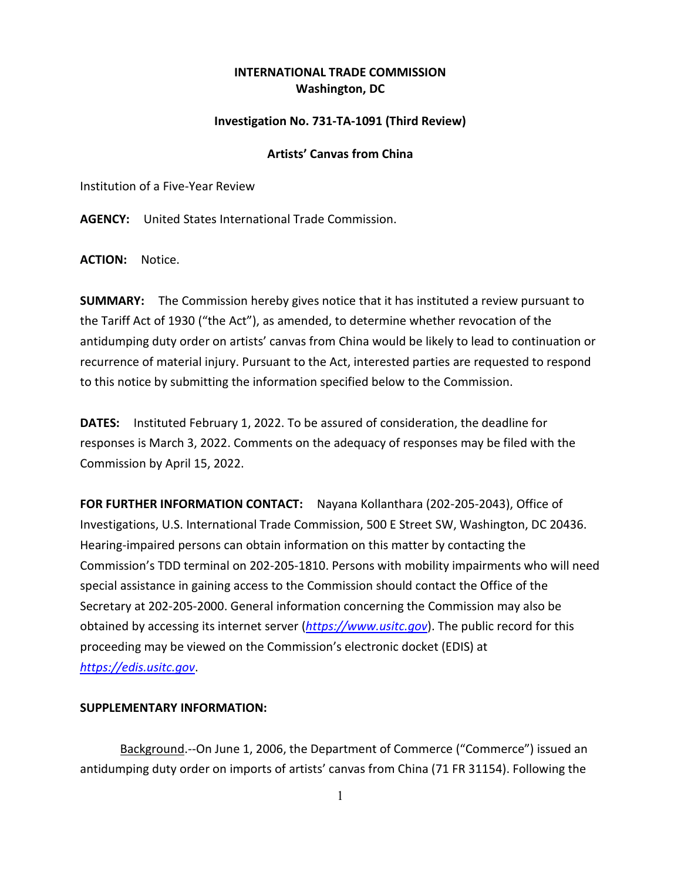**INTERNATIONAL TRADE COMMISSION**
**Washington, DC**

**Investigation No. 731-TA-1091 (Third Review)**

**Artists' Canvas from China**

Institution of a Five-Year Review

**AGENCY:** United States International Trade Commission.

**ACTION:** Notice.

**SUMMARY:** The Commission hereby gives notice that it has instituted a review pursuant to the Tariff Act of 1930 ("the Act"), as amended, to determine whether revocation of the antidumping duty order on artists' canvas from China would be likely to lead to continuation or recurrence of material injury. Pursuant to the Act, interested parties are requested to respond to this notice by submitting the information specified below to the Commission.

**DATES:** Instituted February 1, 2022. To be assured of consideration, the deadline for responses is March 3, 2022. Comments on the adequacy of responses may be filed with the Commission by April 15, 2022.

**FOR FURTHER INFORMATION CONTACT:** Nayana Kollanthara (202-205-2043), Office of Investigations, U.S. International Trade Commission, 500 E Street SW, Washington, DC 20436. Hearing-impaired persons can obtain information on this matter by contacting the Commission's TDD terminal on 202-205-1810. Persons with mobility impairments who will need special assistance in gaining access to the Commission should contact the Office of the Secretary at 202-205-2000. General information concerning the Commission may also be obtained by accessing its internet server (*https://www.usitc.gov*). The public record for this proceeding may be viewed on the Commission's electronic docket (EDIS) at *https://edis.usitc.gov*.

**SUPPLEMENTARY INFORMATION:**

Background.--On June 1, 2006, the Department of Commerce ("Commerce") issued an antidumping duty order on imports of artists' canvas from China (71 FR 31154). Following the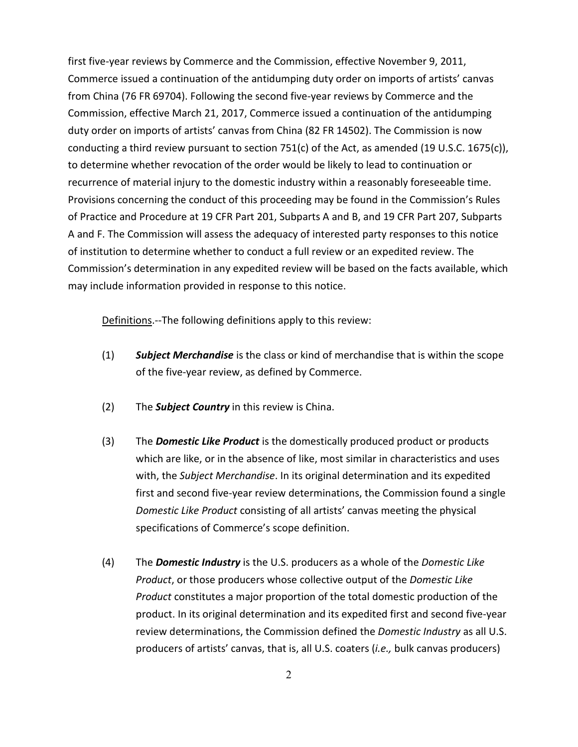first five-year reviews by Commerce and the Commission, effective November 9, 2011, Commerce issued a continuation of the antidumping duty order on imports of artists' canvas from China (76 FR 69704). Following the second five-year reviews by Commerce and the Commission, effective March 21, 2017, Commerce issued a continuation of the antidumping duty order on imports of artists' canvas from China (82 FR 14502). The Commission is now conducting a third review pursuant to section 751(c) of the Act, as amended (19 U.S.C. 1675(c)), to determine whether revocation of the order would be likely to lead to continuation or recurrence of material injury to the domestic industry within a reasonably foreseeable time. Provisions concerning the conduct of this proceeding may be found in the Commission's Rules of Practice and Procedure at 19 CFR Part 201, Subparts A and B, and 19 CFR Part 207, Subparts A and F. The Commission will assess the adequacy of interested party responses to this notice of institution to determine whether to conduct a full review or an expedited review. The Commission's determination in any expedited review will be based on the facts available, which may include information provided in response to this notice.

Definitions.--The following definitions apply to this review:

(1) ***Subject Merchandise*** is the class or kind of merchandise that is within the scope of the five-year review, as defined by Commerce.

(2) The ***Subject Country*** in this review is China.

(3) The ***Domestic Like Product*** is the domestically produced product or products which are like, or in the absence of like, most similar in characteristics and uses with, the *Subject Merchandise*. In its original determination and its expedited first and second five-year review determinations, the Commission found a single *Domestic Like Product* consisting of all artists' canvas meeting the physical specifications of Commerce's scope definition.

(4) The ***Domestic Industry*** is the U.S. producers as a whole of the *Domestic Like Product*, or those producers whose collective output of the *Domestic Like Product* constitutes a major proportion of the total domestic production of the product. In its original determination and its expedited first and second five-year review determinations, the Commission defined the *Domestic Industry* as all U.S. producers of artists' canvas, that is, all U.S. coaters (*i.e.,* bulk canvas producers)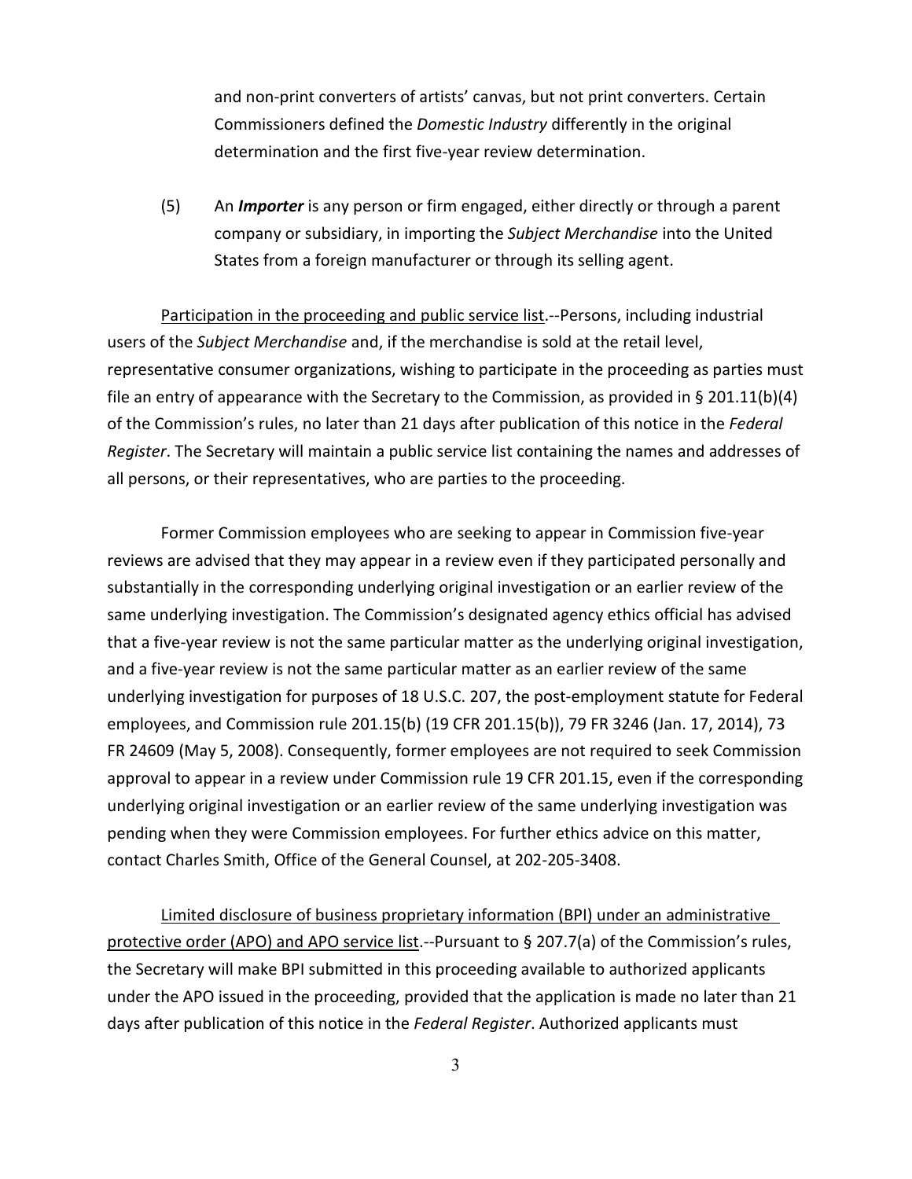and non-print converters of artists' canvas, but not print converters. Certain Commissioners defined the *Domestic Industry* differently in the original determination and the first five-year review determination.

(5) An ***Importer*** is any person or firm engaged, either directly or through a parent company or subsidiary, in importing the *Subject Merchandise* into the United States from a foreign manufacturer or through its selling agent.

Participation in the proceeding and public service list.--Persons, including industrial users of the *Subject Merchandise* and, if the merchandise is sold at the retail level, representative consumer organizations, wishing to participate in the proceeding as parties must file an entry of appearance with the Secretary to the Commission, as provided in § 201.11(b)(4) of the Commission's rules, no later than 21 days after publication of this notice in the *Federal Register*. The Secretary will maintain a public service list containing the names and addresses of all persons, or their representatives, who are parties to the proceeding.

Former Commission employees who are seeking to appear in Commission five-year reviews are advised that they may appear in a review even if they participated personally and substantially in the corresponding underlying original investigation or an earlier review of the same underlying investigation. The Commission's designated agency ethics official has advised that a five-year review is not the same particular matter as the underlying original investigation, and a five-year review is not the same particular matter as an earlier review of the same underlying investigation for purposes of 18 U.S.C. 207, the post-employment statute for Federal employees, and Commission rule 201.15(b) (19 CFR 201.15(b)), 79 FR 3246 (Jan. 17, 2014), 73 FR 24609 (May 5, 2008). Consequently, former employees are not required to seek Commission approval to appear in a review under Commission rule 19 CFR 201.15, even if the corresponding underlying original investigation or an earlier review of the same underlying investigation was pending when they were Commission employees. For further ethics advice on this matter, contact Charles Smith, Office of the General Counsel, at 202-205-3408.

Limited disclosure of business proprietary information (BPI) under an administrative protective order (APO) and APO service list.--Pursuant to § 207.7(a) of the Commission's rules, the Secretary will make BPI submitted in this proceeding available to authorized applicants under the APO issued in the proceeding, provided that the application is made no later than 21 days after publication of this notice in the *Federal Register*. Authorized applicants must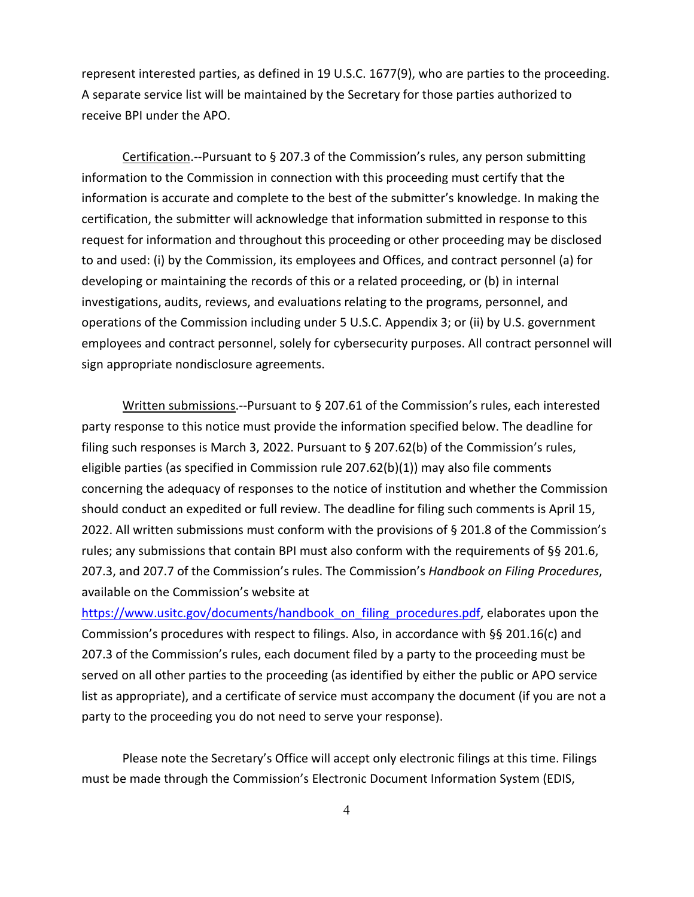represent interested parties, as defined in 19 U.S.C. 1677(9), who are parties to the proceeding. A separate service list will be maintained by the Secretary for those parties authorized to receive BPI under the APO.

Certification.--Pursuant to § 207.3 of the Commission's rules, any person submitting information to the Commission in connection with this proceeding must certify that the information is accurate and complete to the best of the submitter's knowledge. In making the certification, the submitter will acknowledge that information submitted in response to this request for information and throughout this proceeding or other proceeding may be disclosed to and used: (i) by the Commission, its employees and Offices, and contract personnel (a) for developing or maintaining the records of this or a related proceeding, or (b) in internal investigations, audits, reviews, and evaluations relating to the programs, personnel, and operations of the Commission including under 5 U.S.C. Appendix 3; or (ii) by U.S. government employees and contract personnel, solely for cybersecurity purposes. All contract personnel will sign appropriate nondisclosure agreements.

Written submissions.--Pursuant to § 207.61 of the Commission's rules, each interested party response to this notice must provide the information specified below. The deadline for filing such responses is March 3, 2022. Pursuant to § 207.62(b) of the Commission's rules, eligible parties (as specified in Commission rule 207.62(b)(1)) may also file comments concerning the adequacy of responses to the notice of institution and whether the Commission should conduct an expedited or full review. The deadline for filing such comments is April 15, 2022. All written submissions must conform with the provisions of § 201.8 of the Commission's rules; any submissions that contain BPI must also conform with the requirements of §§ 201.6, 207.3, and 207.7 of the Commission's rules. The Commission's *Handbook on Filing Procedures*, available on the Commission's website at https://www.usitc.gov/documents/handbook_on_filing_procedures.pdf, elaborates upon the Commission's procedures with respect to filings. Also, in accordance with §§ 201.16(c) and 207.3 of the Commission's rules, each document filed by a party to the proceeding must be served on all other parties to the proceeding (as identified by either the public or APO service list as appropriate), and a certificate of service must accompany the document (if you are not a party to the proceeding you do not need to serve your response).

Please note the Secretary's Office will accept only electronic filings at this time. Filings must be made through the Commission's Electronic Document Information System (EDIS,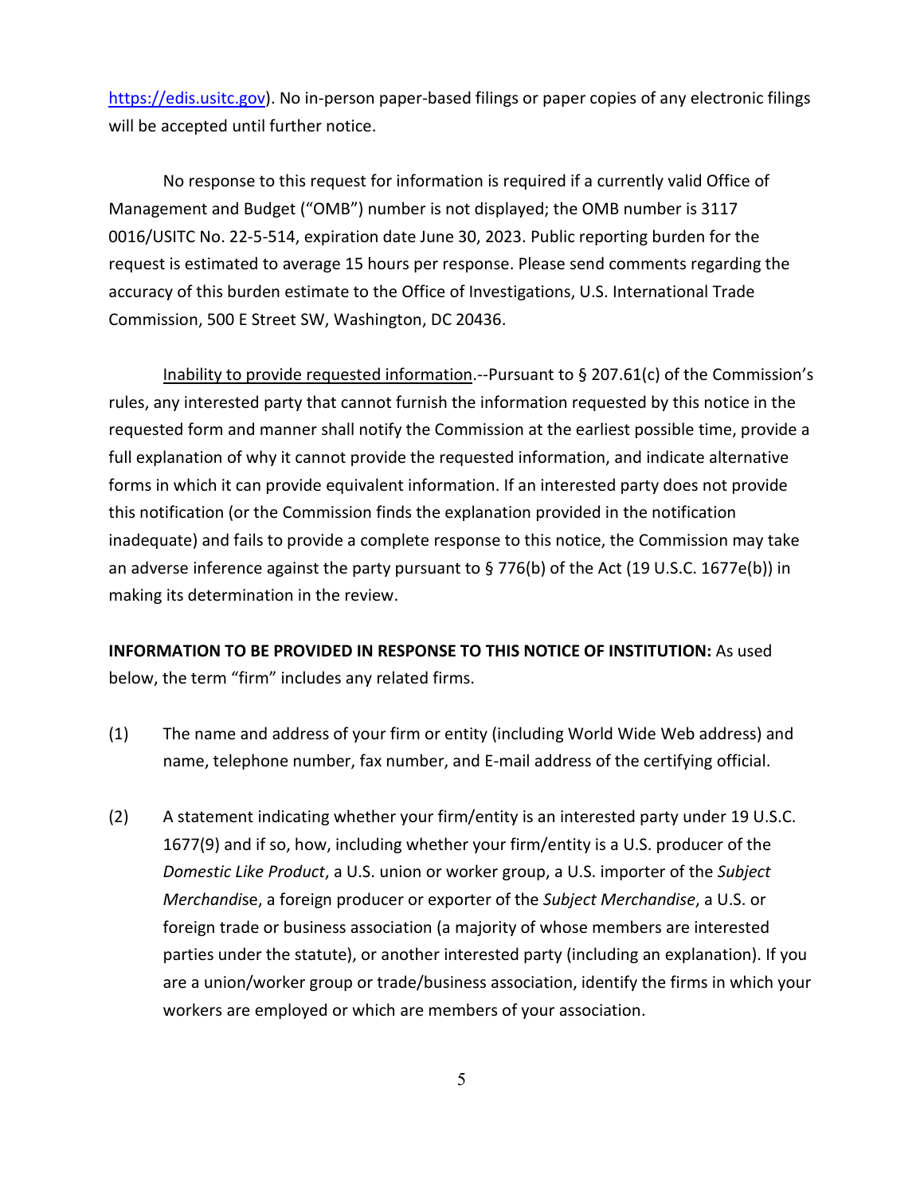https://edis.usitc.gov). No in-person paper-based filings or paper copies of any electronic filings will be accepted until further notice.

No response to this request for information is required if a currently valid Office of Management and Budget ("OMB") number is not displayed; the OMB number is 3117 0016/USITC No. 22-5-514, expiration date June 30, 2023. Public reporting burden for the request is estimated to average 15 hours per response. Please send comments regarding the accuracy of this burden estimate to the Office of Investigations, U.S. International Trade Commission, 500 E Street SW, Washington, DC 20436.

Inability to provide requested information.--Pursuant to § 207.61(c) of the Commission's rules, any interested party that cannot furnish the information requested by this notice in the requested form and manner shall notify the Commission at the earliest possible time, provide a full explanation of why it cannot provide the requested information, and indicate alternative forms in which it can provide equivalent information. If an interested party does not provide this notification (or the Commission finds the explanation provided in the notification inadequate) and fails to provide a complete response to this notice, the Commission may take an adverse inference against the party pursuant to § 776(b) of the Act (19 U.S.C. 1677e(b)) in making its determination in the review.

**INFORMATION TO BE PROVIDED IN RESPONSE TO THIS NOTICE OF INSTITUTION:** As used below, the term "firm" includes any related firms.

(1) The name and address of your firm or entity (including World Wide Web address) and name, telephone number, fax number, and E-mail address of the certifying official.

(2) A statement indicating whether your firm/entity is an interested party under 19 U.S.C. 1677(9) and if so, how, including whether your firm/entity is a U.S. producer of the *Domestic Like Product*, a U.S. union or worker group, a U.S. importer of the *Subject Merchandise*, a foreign producer or exporter of the *Subject Merchandise*, a U.S. or foreign trade or business association (a majority of whose members are interested parties under the statute), or another interested party (including an explanation). If you are a union/worker group or trade/business association, identify the firms in which your workers are employed or which are members of your association.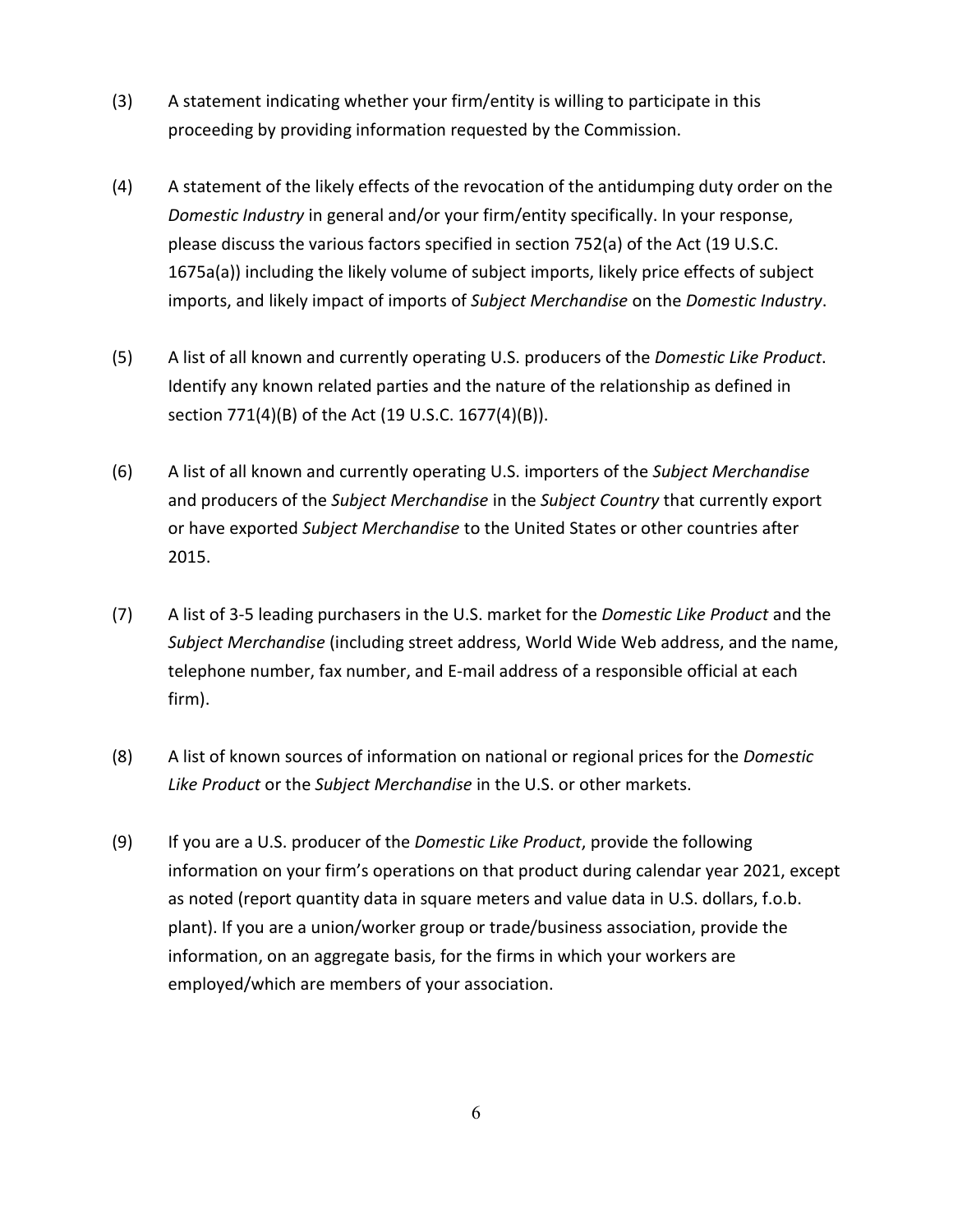(3) A statement indicating whether your firm/entity is willing to participate in this proceeding by providing information requested by the Commission.

(4) A statement of the likely effects of the revocation of the antidumping duty order on the *Domestic Industry* in general and/or your firm/entity specifically. In your response, please discuss the various factors specified in section 752(a) of the Act (19 U.S.C. 1675a(a)) including the likely volume of subject imports, likely price effects of subject imports, and likely impact of imports of *Subject Merchandise* on the *Domestic Industry*.

(5) A list of all known and currently operating U.S. producers of the *Domestic Like Product*. Identify any known related parties and the nature of the relationship as defined in section 771(4)(B) of the Act (19 U.S.C. 1677(4)(B)).

(6) A list of all known and currently operating U.S. importers of the *Subject Merchandise* and producers of the *Subject Merchandise* in the *Subject Country* that currently export or have exported *Subject Merchandise* to the United States or other countries after 2015.

(7) A list of 3-5 leading purchasers in the U.S. market for the *Domestic Like Product* and the *Subject Merchandise* (including street address, World Wide Web address, and the name, telephone number, fax number, and E-mail address of a responsible official at each firm).

(8) A list of known sources of information on national or regional prices for the *Domestic Like Product* or the *Subject Merchandise* in the U.S. or other markets.

(9) If you are a U.S. producer of the *Domestic Like Product*, provide the following information on your firm's operations on that product during calendar year 2021, except as noted (report quantity data in square meters and value data in U.S. dollars, f.o.b. plant). If you are a union/worker group or trade/business association, provide the information, on an aggregate basis, for the firms in which your workers are employed/which are members of your association.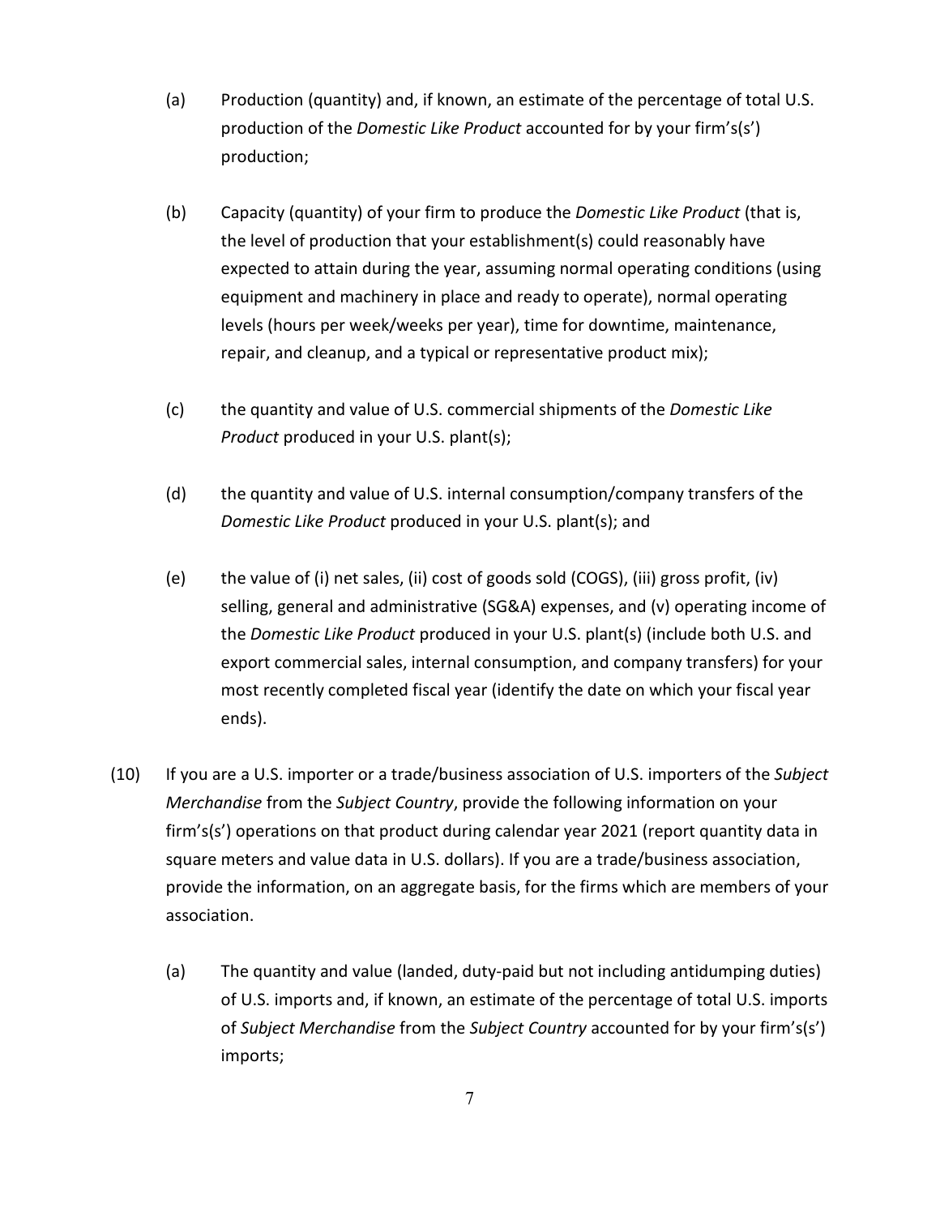(a) Production (quantity) and, if known, an estimate of the percentage of total U.S. production of the *Domestic Like Product* accounted for by your firm's(s') production;

(b) Capacity (quantity) of your firm to produce the *Domestic Like Product* (that is, the level of production that your establishment(s) could reasonably have expected to attain during the year, assuming normal operating conditions (using equipment and machinery in place and ready to operate), normal operating levels (hours per week/weeks per year), time for downtime, maintenance, repair, and cleanup, and a typical or representative product mix);

(c) the quantity and value of U.S. commercial shipments of the *Domestic Like Product* produced in your U.S. plant(s);

(d) the quantity and value of U.S. internal consumption/company transfers of the *Domestic Like Product* produced in your U.S. plant(s); and

(e) the value of (i) net sales, (ii) cost of goods sold (COGS), (iii) gross profit, (iv) selling, general and administrative (SG&A) expenses, and (v) operating income of the *Domestic Like Product* produced in your U.S. plant(s) (include both U.S. and export commercial sales, internal consumption, and company transfers) for your most recently completed fiscal year (identify the date on which your fiscal year ends).

(10) If you are a U.S. importer or a trade/business association of U.S. importers of the *Subject Merchandise* from the *Subject Country*, provide the following information on your firm's(s') operations on that product during calendar year 2021 (report quantity data in square meters and value data in U.S. dollars). If you are a trade/business association, provide the information, on an aggregate basis, for the firms which are members of your association.

(a) The quantity and value (landed, duty-paid but not including antidumping duties) of U.S. imports and, if known, an estimate of the percentage of total U.S. imports of *Subject Merchandise* from the *Subject Country* accounted for by your firm's(s') imports;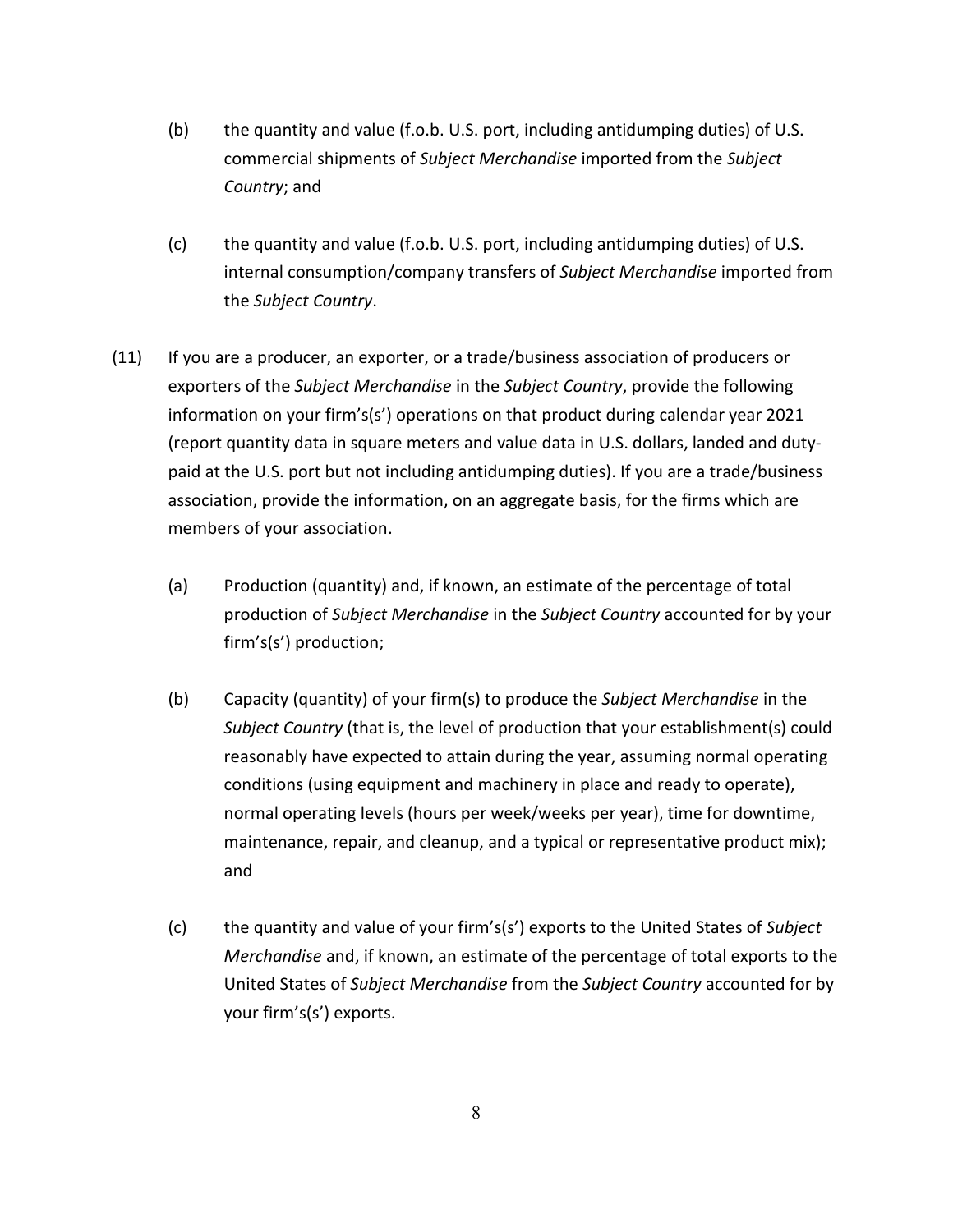(b) the quantity and value (f.o.b. U.S. port, including antidumping duties) of U.S. commercial shipments of *Subject Merchandise* imported from the *Subject Country*; and

(c) the quantity and value (f.o.b. U.S. port, including antidumping duties) of U.S. internal consumption/company transfers of *Subject Merchandise* imported from the *Subject Country*.

(11) If you are a producer, an exporter, or a trade/business association of producers or exporters of the *Subject Merchandise* in the *Subject Country*, provide the following information on your firm's(s') operations on that product during calendar year 2021 (report quantity data in square meters and value data in U.S. dollars, landed and duty-paid at the U.S. port but not including antidumping duties). If you are a trade/business association, provide the information, on an aggregate basis, for the firms which are members of your association.

(a) Production (quantity) and, if known, an estimate of the percentage of total production of *Subject Merchandise* in the *Subject Country* accounted for by your firm's(s') production;

(b) Capacity (quantity) of your firm(s) to produce the *Subject Merchandise* in the *Subject Country* (that is, the level of production that your establishment(s) could reasonably have expected to attain during the year, assuming normal operating conditions (using equipment and machinery in place and ready to operate), normal operating levels (hours per week/weeks per year), time for downtime, maintenance, repair, and cleanup, and a typical or representative product mix); and

(c) the quantity and value of your firm's(s') exports to the United States of *Subject Merchandise* and, if known, an estimate of the percentage of total exports to the United States of *Subject Merchandise* from the *Subject Country* accounted for by your firm's(s') exports.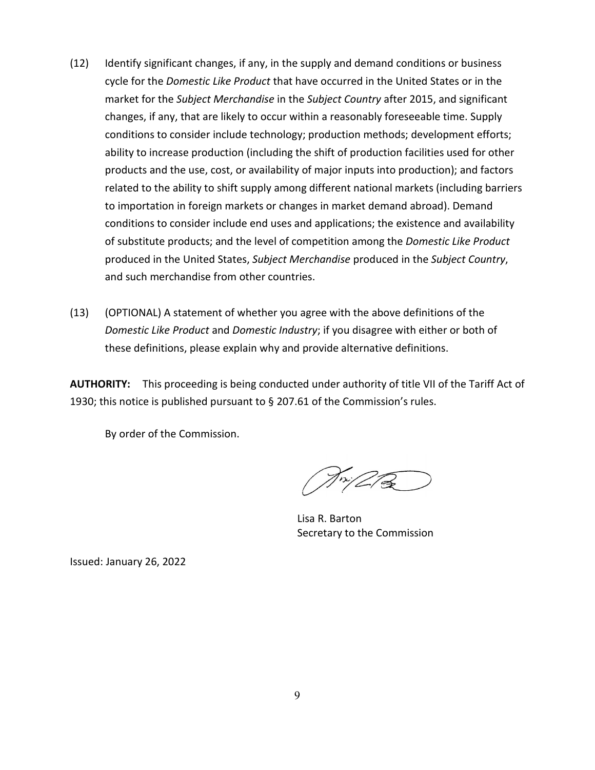(12) Identify significant changes, if any, in the supply and demand conditions or business cycle for the *Domestic Like Product* that have occurred in the United States or in the market for the *Subject Merchandise* in the *Subject Country* after 2015, and significant changes, if any, that are likely to occur within a reasonably foreseeable time. Supply conditions to consider include technology; production methods; development efforts; ability to increase production (including the shift of production facilities used for other products and the use, cost, or availability of major inputs into production); and factors related to the ability to shift supply among different national markets (including barriers to importation in foreign markets or changes in market demand abroad). Demand conditions to consider include end uses and applications; the existence and availability of substitute products; and the level of competition among the *Domestic Like Product* produced in the United States, *Subject Merchandise* produced in the *Subject Country*, and such merchandise from other countries.

(13) (OPTIONAL) A statement of whether you agree with the above definitions of the *Domestic Like Product* and *Domestic Industry*; if you disagree with either or both of these definitions, please explain why and provide alternative definitions.

**AUTHORITY:** This proceeding is being conducted under authority of title VII of the Tariff Act of 1930; this notice is published pursuant to § 207.61 of the Commission's rules.

By order of the Commission.

Lisa R. Barton
Secretary to the Commission

Issued: January 26, 2022